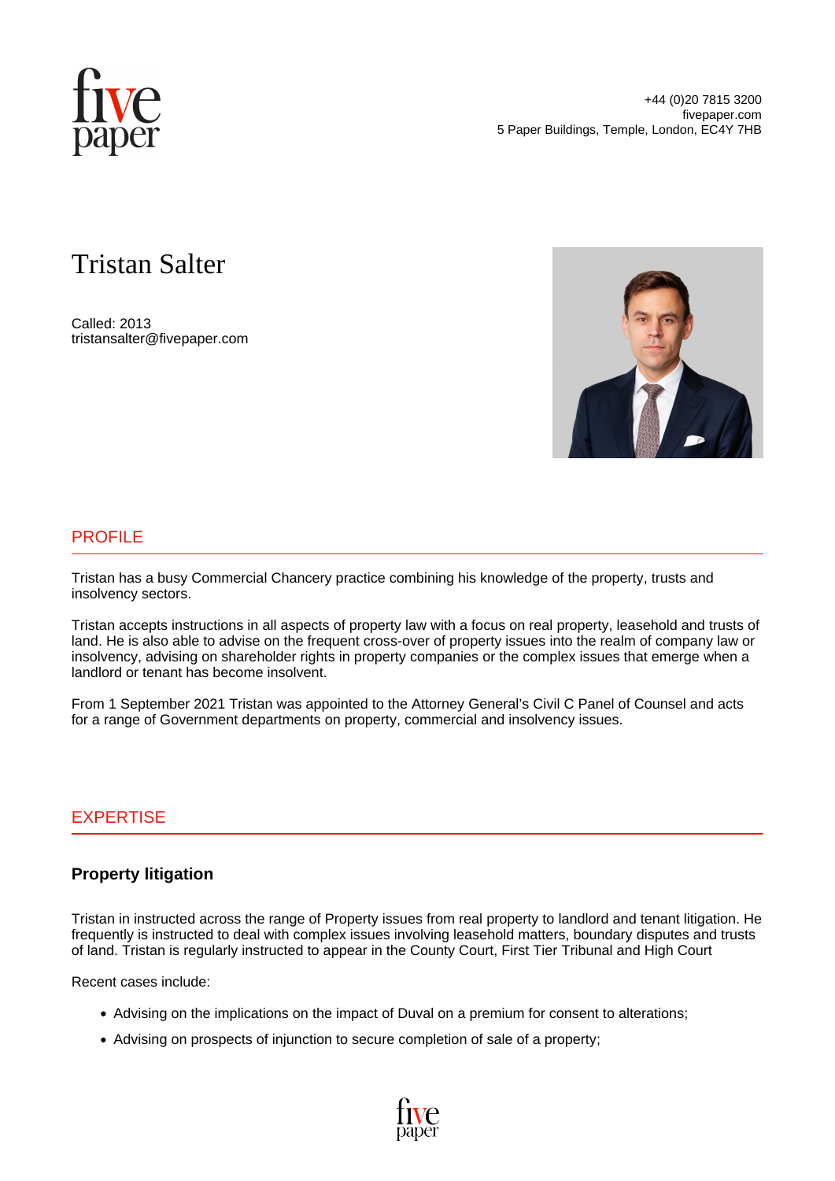+44 (0)20 7815 3200
fivepaper.com
5 Paper Buildings, Temple, London, EC4Y 7HB

# Tristan Salter

Called: 2013
tristansalter@fivepaper.com

## PROFILE

Tristan has a busy Commercial Chancery practice combining his knowledge of the property, trusts and insolvency sectors.

Tristan accepts instructions in all aspects of property law with a focus on real property, leasehold and trusts of land. He is also able to advise on the frequent cross-over of property issues into the realm of company law or insolvency, advising on shareholder rights in property companies or the complex issues that emerge when a landlord or tenant has become insolvent.

From 1 September 2021 Tristan was appointed to the Attorney General's Civil C Panel of Counsel and acts for a range of Government departments on property, commercial and insolvency issues.

## EXPERTISE

### Property litigation

Tristan in instructed across the range of Property issues from real property to landlord and tenant litigation. He frequently is instructed to deal with complex issues involving leasehold matters, boundary disputes and trusts of land. Tristan is regularly instructed to appear in the County Court, First Tier Tribunal and High Court

Recent cases include:

- Advising on the implications on the impact of Duval on a premium for consent to alterations;
- Advising on prospects of injunction to secure completion of sale of a property;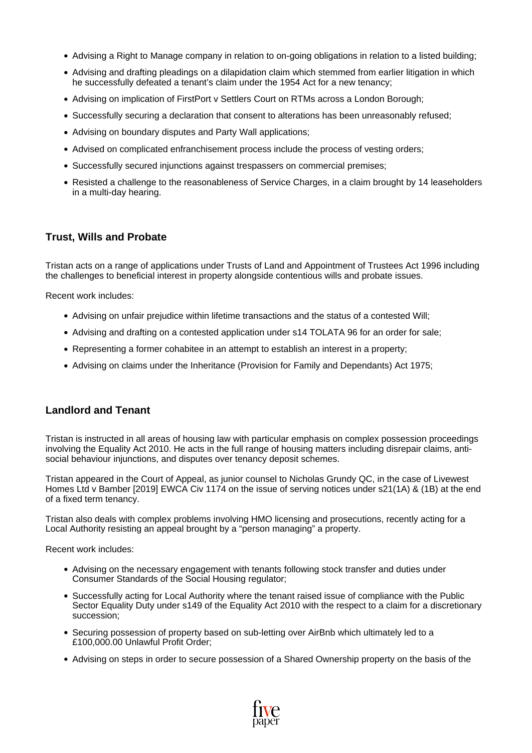- Advising a Right to Manage company in relation to on-going obligations in relation to a listed building;
- Advising and drafting pleadings on a dilapidation claim which stemmed from earlier litigation in which he successfully defeated a tenant's claim under the 1954 Act for a new tenancy;
- Advising on implication of FirstPort v Settlers Court on RTMs across a London Borough;
- Successfully securing a declaration that consent to alterations has been unreasonably refused;
- Advising on boundary disputes and Party Wall applications;
- Advised on complicated enfranchisement process include the process of vesting orders;
- Successfully secured injunctions against trespassers on commercial premises;
- Resisted a challenge to the reasonableness of Service Charges, in a claim brought by 14 leaseholders in a multi-day hearing.

## Trust, Wills and Probate

Tristan acts on a range of applications under Trusts of Land and Appointment of Trustees Act 1996 including the challenges to beneficial interest in property alongside contentious wills and probate issues.

Recent work includes:

- Advising on unfair prejudice within lifetime transactions and the status of a contested Will;
- Advising and drafting on a contested application under s14 TOLATA 96 for an order for sale;
- Representing a former cohabitee in an attempt to establish an interest in a property;
- Advising on claims under the Inheritance (Provision for Family and Dependants) Act 1975;

## Landlord and Tenant

Tristan is instructed in all areas of housing law with particular emphasis on complex possession proceedings involving the Equality Act 2010. He acts in the full range of housing matters including disrepair claims, anti-social behaviour injunctions, and disputes over tenancy deposit schemes.

Tristan appeared in the Court of Appeal, as junior counsel to Nicholas Grundy QC, in the case of Livewest Homes Ltd v Bamber [2019] EWCA Civ 1174 on the issue of serving notices under s21(1A) & (1B) at the end of a fixed term tenancy.

Tristan also deals with complex problems involving HMO licensing and prosecutions, recently acting for a Local Authority resisting an appeal brought by a "person managing" a property.

Recent work includes:

- Advising on the necessary engagement with tenants following stock transfer and duties under Consumer Standards of the Social Housing regulator;
- Successfully acting for Local Authority where the tenant raised issue of compliance with the Public Sector Equality Duty under s149 of the Equality Act 2010 with the respect to a claim for a discretionary succession;
- Securing possession of property based on sub-letting over AirBnb which ultimately led to a £100,000.00 Unlawful Profit Order;
- Advising on steps in order to secure possession of a Shared Ownership property on the basis of the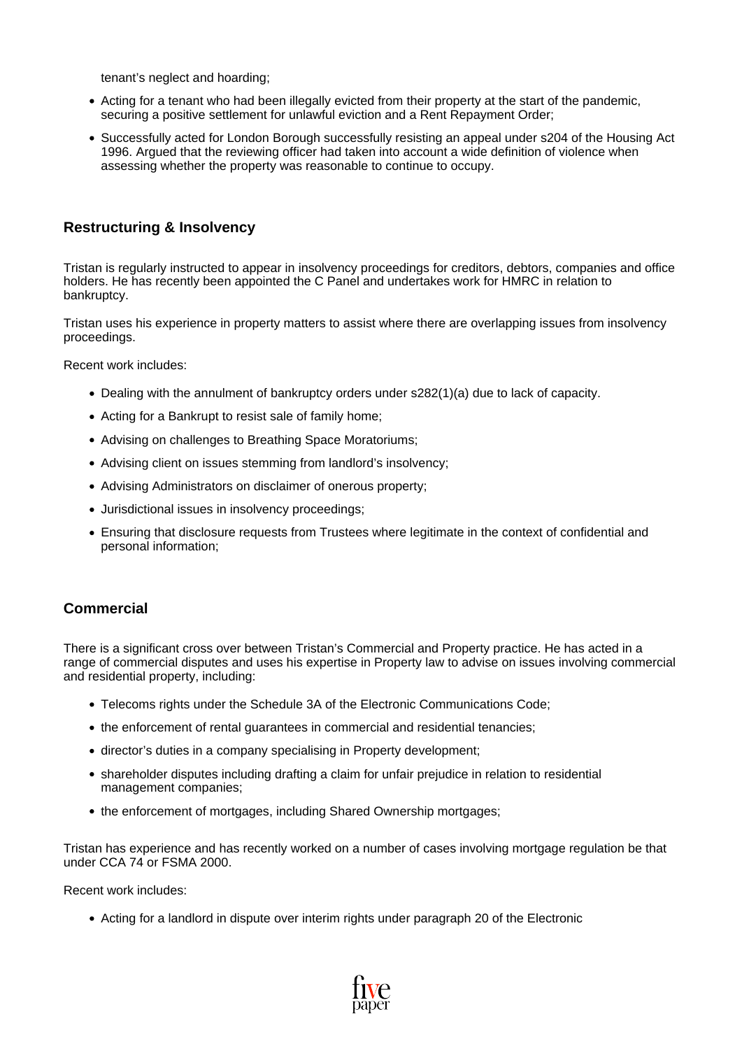tenant's neglect and hoarding;

- Acting for a tenant who had been illegally evicted from their property at the start of the pandemic, securing a positive settlement for unlawful eviction and a Rent Repayment Order;
- Successfully acted for London Borough successfully resisting an appeal under s204 of the Housing Act 1996. Argued that the reviewing officer had taken into account a wide definition of violence when assessing whether the property was reasonable to continue to occupy.

## Restructuring & Insolvency

Tristan is regularly instructed to appear in insolvency proceedings for creditors, debtors, companies and office holders. He has recently been appointed the C Panel and undertakes work for HMRC in relation to bankruptcy.

Tristan uses his experience in property matters to assist where there are overlapping issues from insolvency proceedings.

Recent work includes:

- Dealing with the annulment of bankruptcy orders under s282(1)(a) due to lack of capacity.
- Acting for a Bankrupt to resist sale of family home;
- Advising on challenges to Breathing Space Moratoriums;
- Advising client on issues stemming from landlord's insolvency;
- Advising Administrators on disclaimer of onerous property;
- Jurisdictional issues in insolvency proceedings;
- Ensuring that disclosure requests from Trustees where legitimate in the context of confidential and personal information;

## Commercial

There is a significant cross over between Tristan's Commercial and Property practice. He has acted in a range of commercial disputes and uses his expertise in Property law to advise on issues involving commercial and residential property, including:

- Telecoms rights under the Schedule 3A of the Electronic Communications Code;
- the enforcement of rental guarantees in commercial and residential tenancies;
- director's duties in a company specialising in Property development;
- shareholder disputes including drafting a claim for unfair prejudice in relation to residential management companies;
- the enforcement of mortgages, including Shared Ownership mortgages;

Tristan has experience and has recently worked on a number of cases involving mortgage regulation be that under CCA 74 or FSMA 2000.

Recent work includes:

- Acting for a landlord in dispute over interim rights under paragraph 20 of the Electronic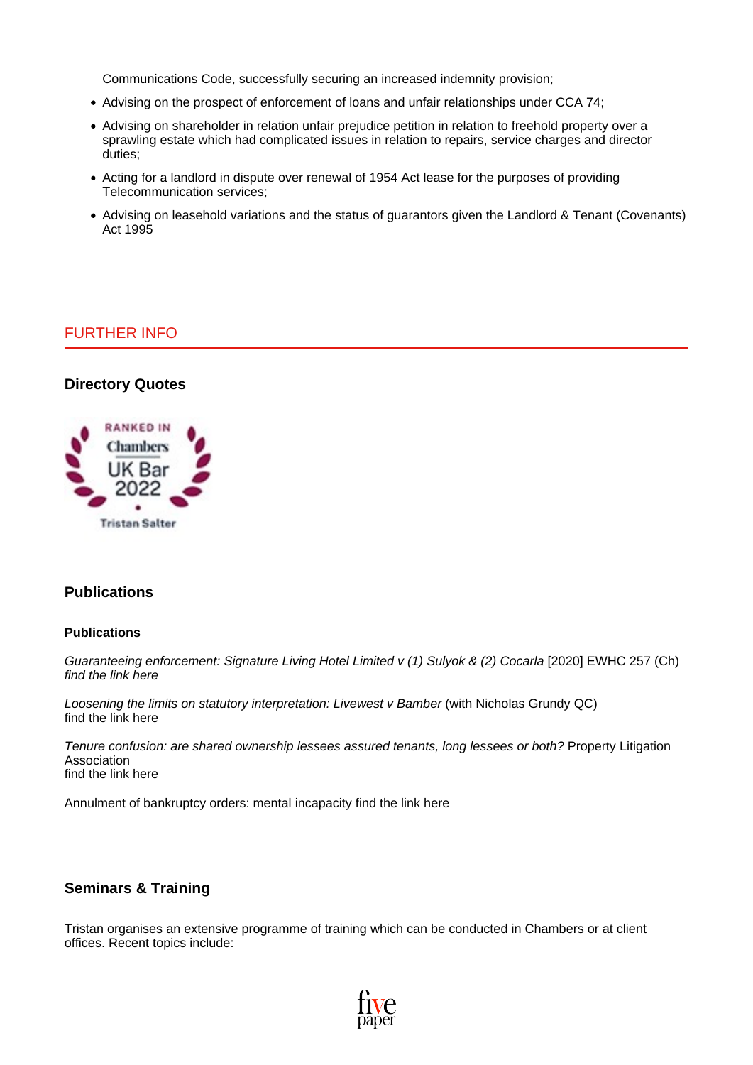Communications Code, successfully securing an increased indemnity provision;

- Advising on the prospect of enforcement of loans and unfair relationships under CCA 74;
- Advising on shareholder in relation unfair prejudice petition in relation to freehold property over a sprawling estate which had complicated issues in relation to repairs, service charges and director duties;
- Acting for a landlord in dispute over renewal of 1954 Act lease for the purposes of providing Telecommunication services;
- Advising on leasehold variations and the status of guarantors given the Landlord & Tenant (Covenants) Act 1995

## FURTHER INFO

### Directory Quotes

RANKED IN Chambers UK Bar 2022

Tristan Salter

### Publications

#### Publications

*Guaranteeing enforcement: Signature Living Hotel Limited v (1) Sulyok & (2) Cocarla* [2020] EWHC 257 (Ch) *find the link here*

*Loosening the limits on statutory interpretation: Livewest v Bamber* (with Nicholas Grundy QC)
find the link here

*Tenure confusion: are shared ownership lessees assured tenants, long lessees or both?* Property Litigation Association
find the link here

Annulment of bankruptcy orders: mental incapacity find the link here

### Seminars & Training

Tristan organises an extensive programme of training which can be conducted in Chambers or at client offices. Recent topics include: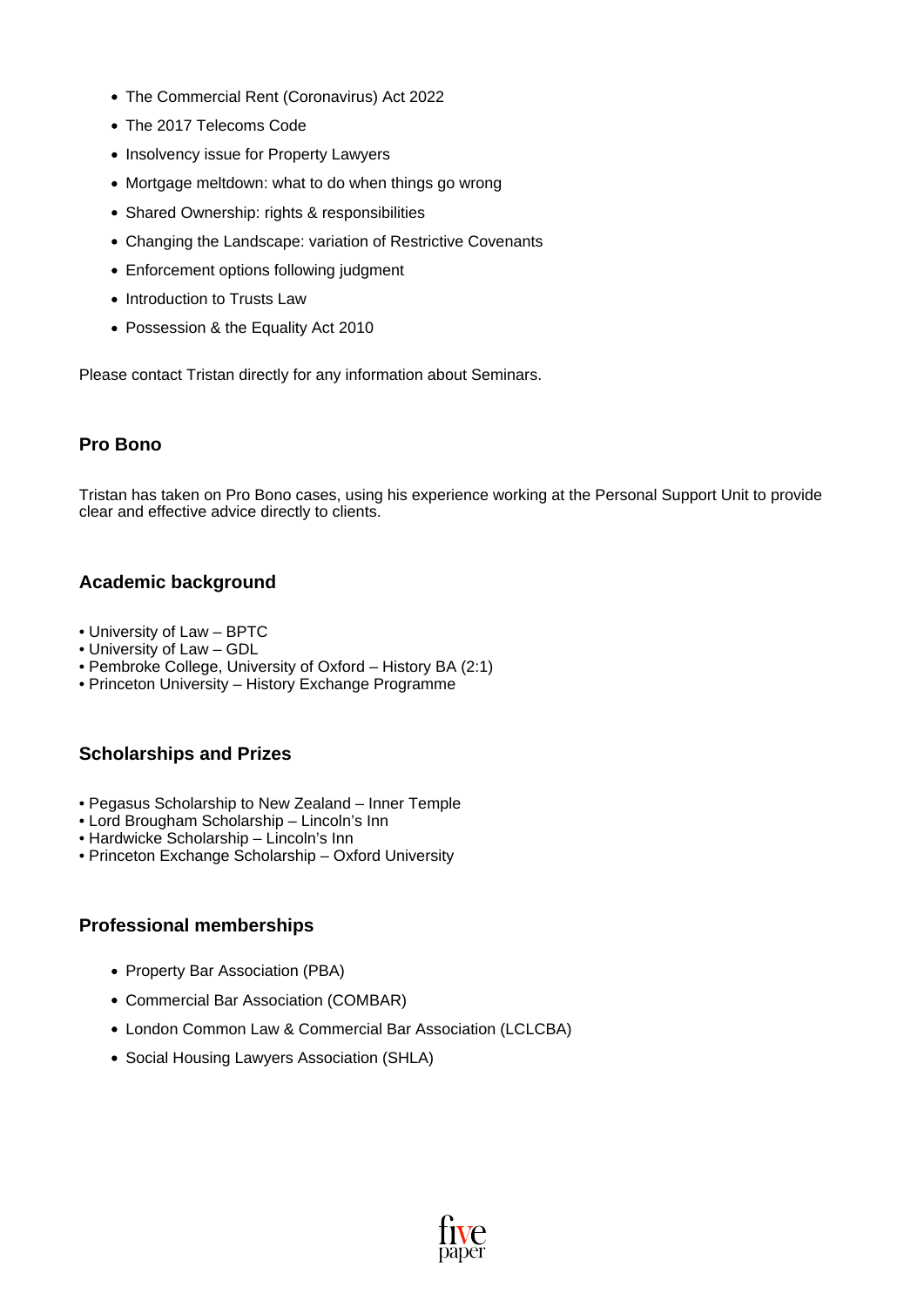- The Commercial Rent (Coronavirus) Act 2022
- The 2017 Telecoms Code
- Insolvency issue for Property Lawyers
- Mortgage meltdown: what to do when things go wrong
- Shared Ownership: rights & responsibilities
- Changing the Landscape: variation of Restrictive Covenants
- Enforcement options following judgment
- Introduction to Trusts Law
- Possession & the Equality Act 2010

Please contact Tristan directly for any information about Seminars.

## Pro Bono

Tristan has taken on Pro Bono cases, using his experience working at the Personal Support Unit to provide clear and effective advice directly to clients.

## Academic background

- University of Law – BPTC
- University of Law – GDL
- Pembroke College, University of Oxford – History BA (2:1)
- Princeton University – History Exchange Programme

## Scholarships and Prizes

- Pegasus Scholarship to New Zealand – Inner Temple
- Lord Brougham Scholarship – Lincoln's Inn
- Hardwicke Scholarship – Lincoln's Inn
- Princeton Exchange Scholarship – Oxford University

## Professional memberships

- Property Bar Association (PBA)
- Commercial Bar Association (COMBAR)
- London Common Law & Commercial Bar Association (LCLCBA)
- Social Housing Lawyers Association (SHLA)